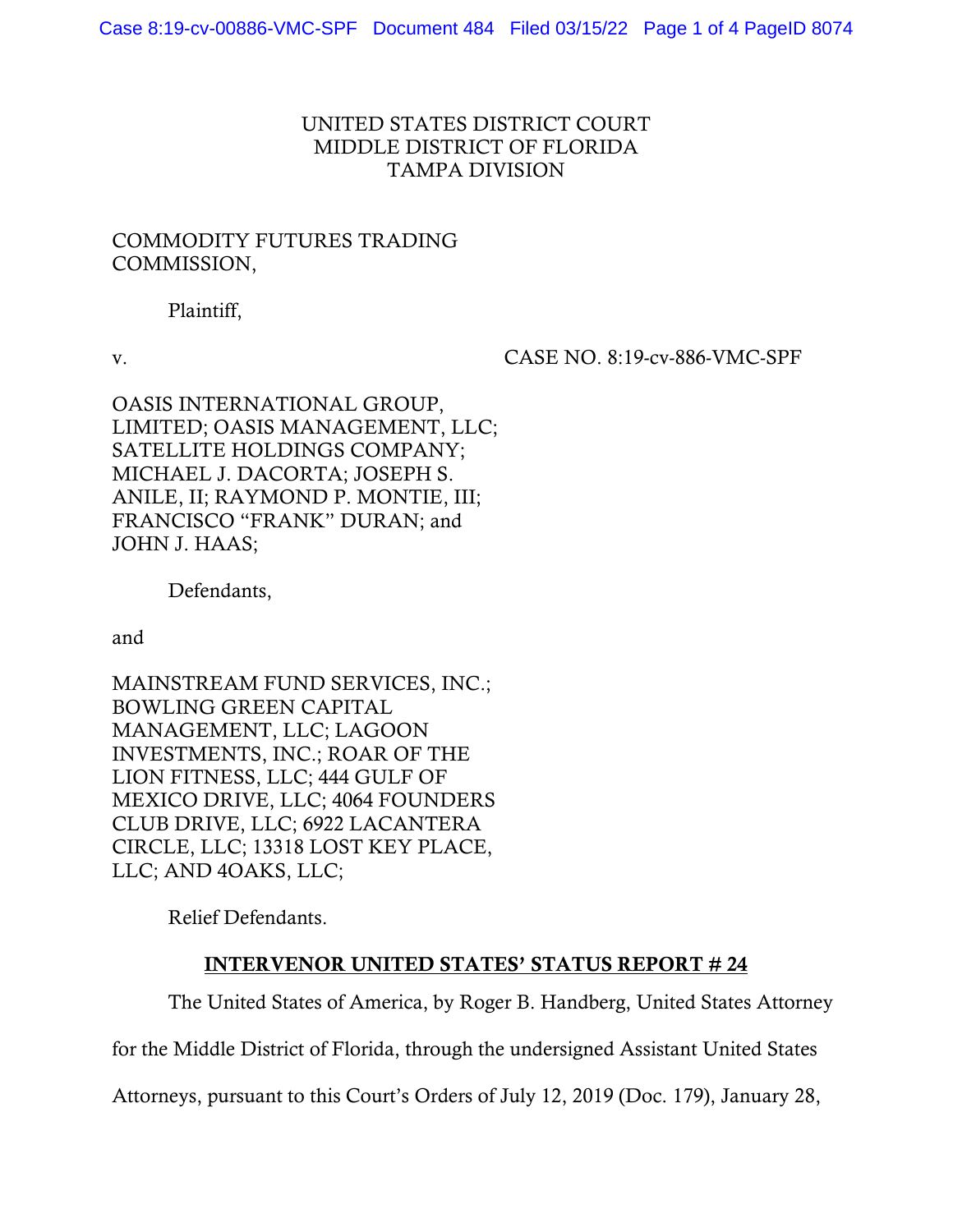UNITED STATES DISTRICT COURT
MIDDLE DISTRICT OF FLORIDA
TAMPA DIVISION

COMMODITY FUTURES TRADING COMMISSION,

Plaintiff,

v. CASE NO. 8:19-cv-886-VMC-SPF

OASIS INTERNATIONAL GROUP, LIMITED; OASIS MANAGEMENT, LLC; SATELLITE HOLDINGS COMPANY; MICHAEL J. DACORTA; JOSEPH S. ANILE, II; RAYMOND P. MONTIE, III; FRANCISCO "FRANK" DURAN; and JOHN J. HAAS;

Defendants,

and

MAINSTREAM FUND SERVICES, INC.; BOWLING GREEN CAPITAL MANAGEMENT, LLC; LAGOON INVESTMENTS, INC.; ROAR OF THE LION FITNESS, LLC; 444 GULF OF MEXICO DRIVE, LLC; 4064 FOUNDERS CLUB DRIVE, LLC; 6922 LACANTERA CIRCLE, LLC; 13318 LOST KEY PLACE, LLC; AND 4OAKS, LLC;

Relief Defendants.

## INTERVENOR UNITED STATES' STATUS REPORT # 24

The United States of America, by Roger B. Handberg, United States Attorney for the Middle District of Florida, through the undersigned Assistant United States Attorneys, pursuant to this Court's Orders of July 12, 2019 (Doc. 179), January 28,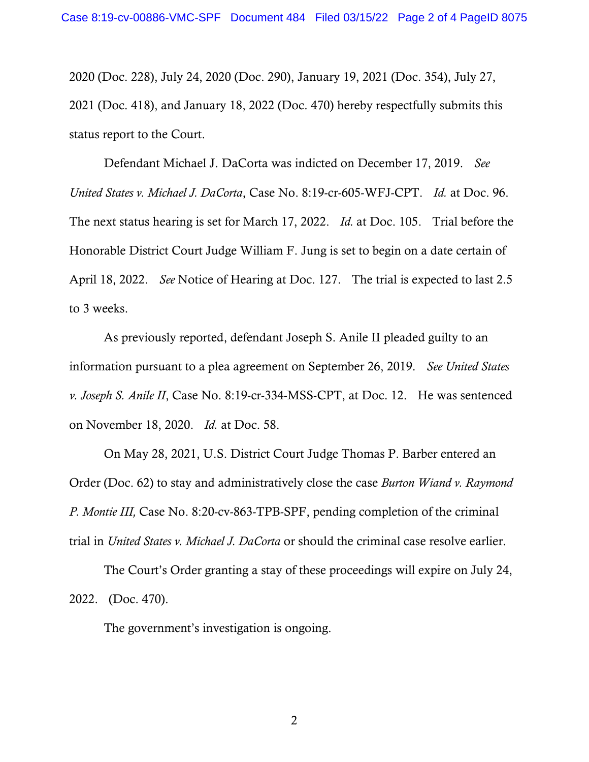2020 (Doc. 228), July 24, 2020 (Doc. 290), January 19, 2021 (Doc. 354), July 27, 2021 (Doc. 418), and January 18, 2022 (Doc. 470) hereby respectfully submits this status report to the Court.

Defendant Michael J. DaCorta was indicted on December 17, 2019. *See United States v. Michael J. DaCorta*, Case No. 8:19-cr-605-WFJ-CPT. *Id.* at Doc. 96. The next status hearing is set for March 17, 2022. *Id.* at Doc. 105. Trial before the Honorable District Court Judge William F. Jung is set to begin on a date certain of April 18, 2022. *See* Notice of Hearing at Doc. 127. The trial is expected to last 2.5 to 3 weeks.

As previously reported, defendant Joseph S. Anile II pleaded guilty to an information pursuant to a plea agreement on September 26, 2019. *See United States v. Joseph S. Anile II*, Case No. 8:19-cr-334-MSS-CPT, at Doc. 12. He was sentenced on November 18, 2020. *Id.* at Doc. 58.

On May 28, 2021, U.S. District Court Judge Thomas P. Barber entered an Order (Doc. 62) to stay and administratively close the case *Burton Wiand v. Raymond P. Montie III,* Case No. 8:20-cv-863-TPB-SPF, pending completion of the criminal trial in *United States v. Michael J. DaCorta* or should the criminal case resolve earlier.

The Court's Order granting a stay of these proceedings will expire on July 24, 2022. (Doc. 470).

The government's investigation is ongoing.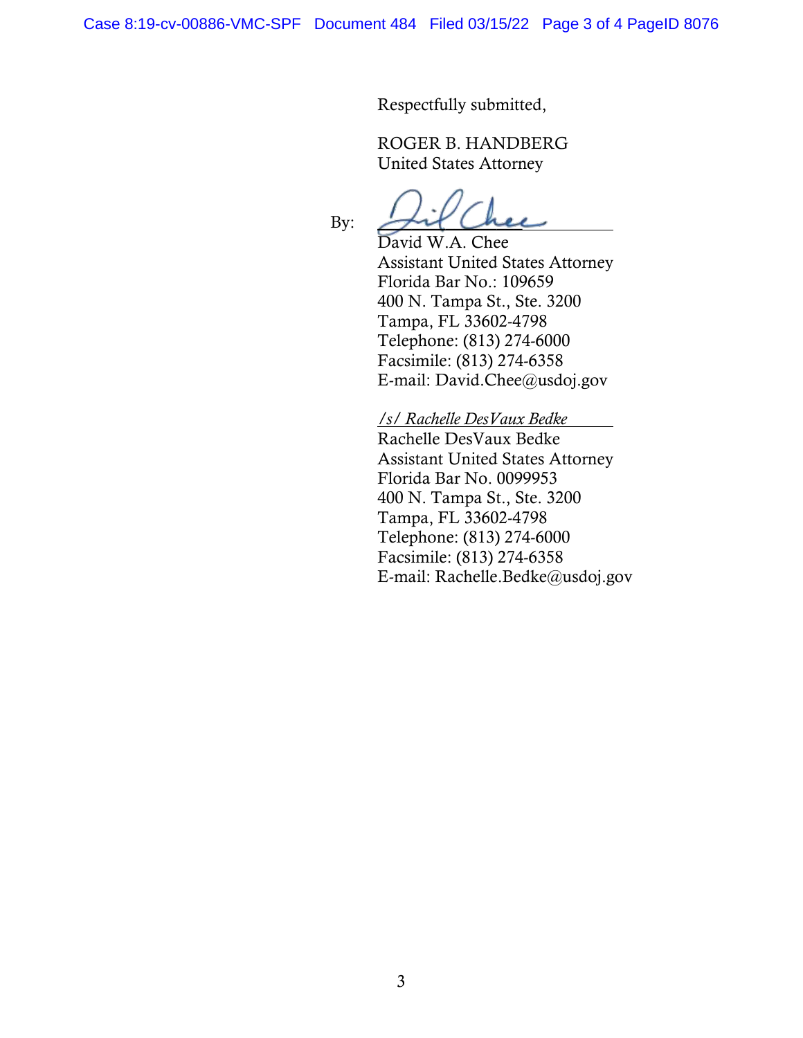Respectfully submitted,

ROGER B. HANDBERG
United States Attorney

By: ____________________
David W.A. Chee
Assistant United States Attorney
Florida Bar No.: 109659
400 N. Tampa St., Ste. 3200
Tampa, FL 33602-4798
Telephone: (813) 274-6000
Facsimile: (813) 274-6358
E-mail: David.Chee@usdoj.gov

*/s/ Rachelle DesVaux Bedke*
Rachelle DesVaux Bedke
Assistant United States Attorney
Florida Bar No. 0099953
400 N. Tampa St., Ste. 3200
Tampa, FL 33602-4798
Telephone: (813) 274-6000
Facsimile: (813) 274-6358
E-mail: Rachelle.Bedke@usdoj.gov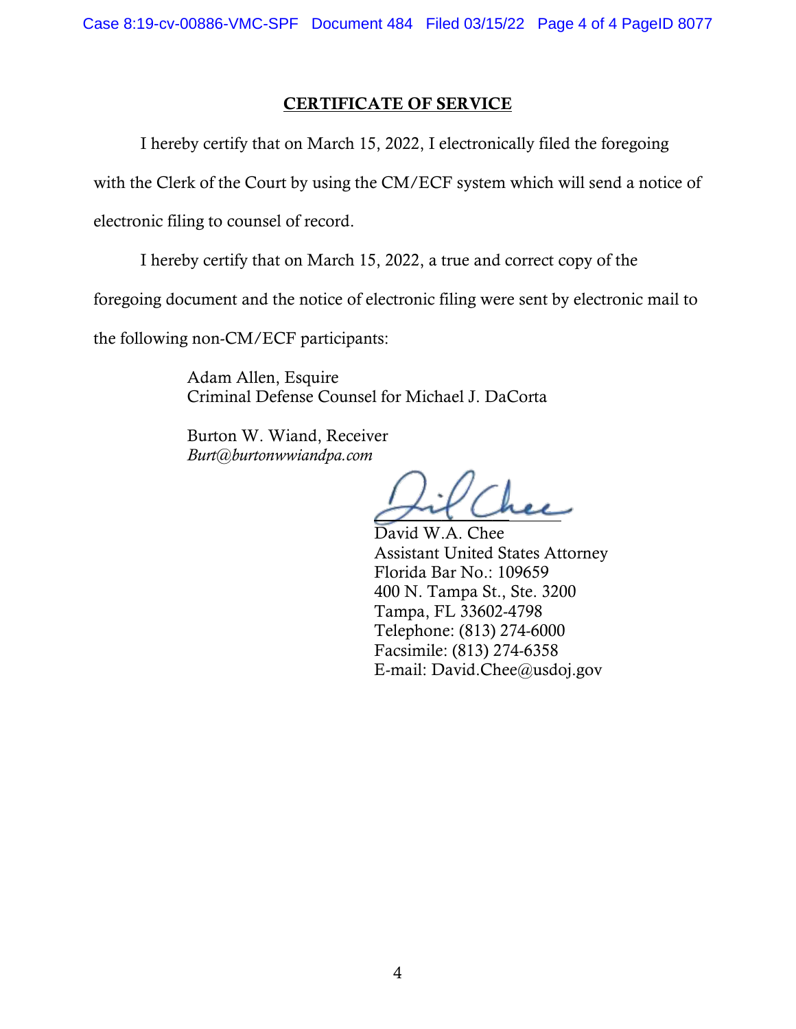## CERTIFICATE OF SERVICE

I hereby certify that on March 15, 2022, I electronically filed the foregoing with the Clerk of the Court by using the CM/ECF system which will send a notice of electronic filing to counsel of record.

I hereby certify that on March 15, 2022, a true and correct copy of the foregoing document and the notice of electronic filing were sent by electronic mail to the following non-CM/ECF participants:

Adam Allen, Esquire
Criminal Defense Counsel for Michael J. DaCorta

Burton W. Wiand, Receiver
*Burt@burtonwwiandpa.com*

David W.A. Chee
Assistant United States Attorney
Florida Bar No.: 109659
400 N. Tampa St., Ste. 3200
Tampa, FL 33602-4798
Telephone: (813) 274-6000
Facsimile: (813) 274-6358
E-mail: David.Chee@usdoj.gov